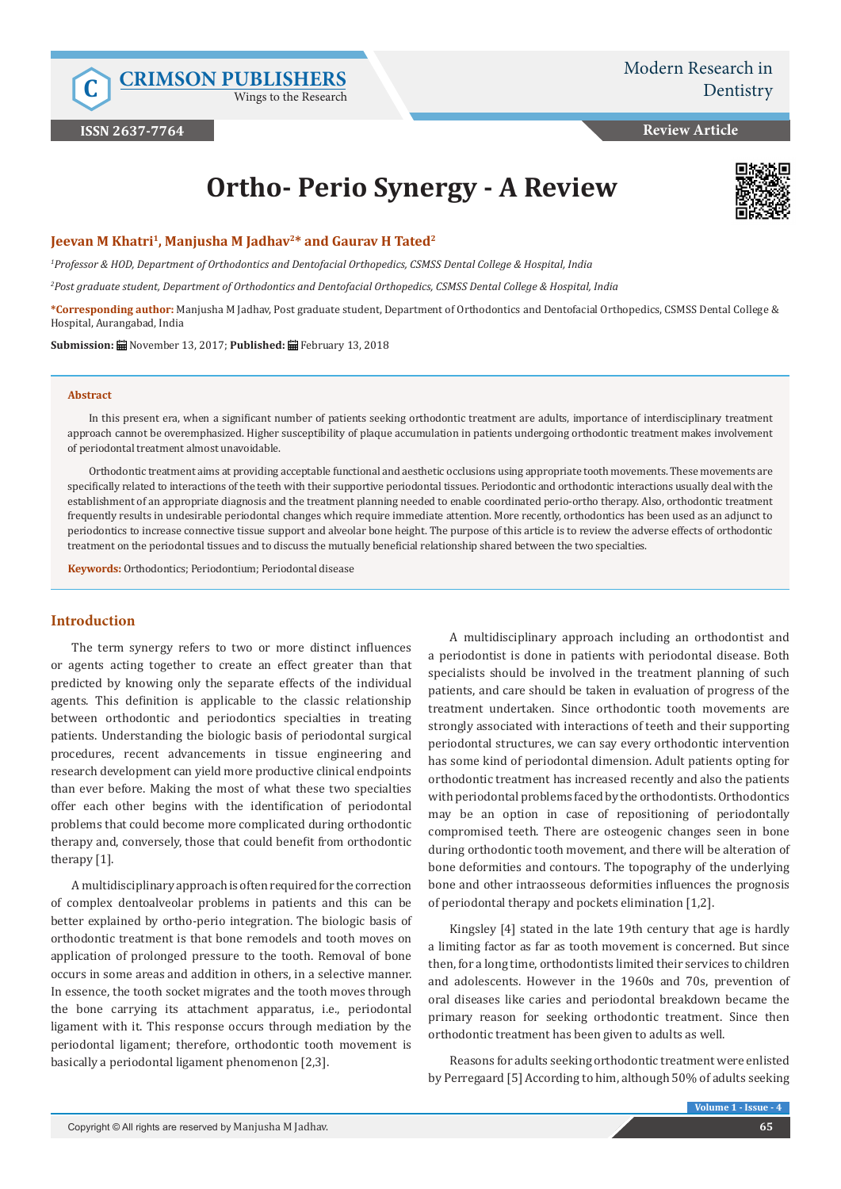# Ortho- Perio Synergy - A Review

**Jeevan M Khatri[1], Manjusha M Jadhav[2]* and Gaurav H Tated[2]**

*[1]Professor & HOD, Department of Orthodontics and Dentofacial Orthopedics, CSMSS Dental College & Hospital, India*

*[2]Post graduate student, Department of Orthodontics and Dentofacial Orthopedics, CSMSS Dental College & Hospital, India*

**\*Corresponding author:** Manjusha M Jadhav, Post graduate student, Department of Orthodontics and Dentofacial Orthopedics, CSMSS Dental College & Hospital, Aurangabad, India

**Submission:** November 13, 2017; **Published:** February 13, 2018

## Abstract

In this present era, when a significant number of patients seeking orthodontic treatment are adults, importance of interdisciplinary treatment approach cannot be overemphasized. Higher susceptibility of plaque accumulation in patients undergoing orthodontic treatment makes involvement of periodontal treatment almost unavoidable.

Orthodontic treatment aims at providing acceptable functional and aesthetic occlusions using appropriate tooth movements. These movements are specifically related to interactions of the teeth with their supportive periodontal tissues. Periodontic and orthodontic interactions usually deal with the establishment of an appropriate diagnosis and the treatment planning needed to enable coordinated perio-ortho therapy. Also, orthodontic treatment frequently results in undesirable periodontal changes which require immediate attention. More recently, orthodontics has been used as an adjunct to periodontics to increase connective tissue support and alveolar bone height. The purpose of this article is to review the adverse effects of orthodontic treatment on the periodontal tissues and to discuss the mutually beneficial relationship shared between the two specialties.

**Keywords:** Orthodontics; Periodontium; Periodontal disease

## Introduction

The term synergy refers to two or more distinct influences or agents acting together to create an effect greater than that predicted by knowing only the separate effects of the individual agents. This definition is applicable to the classic relationship between orthodontic and periodontics specialties in treating patients. Understanding the biologic basis of periodontal surgical procedures, recent advancements in tissue engineering and research development can yield more productive clinical endpoints than ever before. Making the most of what these two specialties offer each other begins with the identification of periodontal problems that could become more complicated during orthodontic therapy and, conversely, those that could benefit from orthodontic therapy [1].

A multidisciplinary approach is often required for the correction of complex dentoalveolar problems in patients and this can be better explained by ortho-perio integration. The biologic basis of orthodontic treatment is that bone remodels and tooth moves on application of prolonged pressure to the tooth. Removal of bone occurs in some areas and addition in others, in a selective manner. In essence, the tooth socket migrates and the tooth moves through the bone carrying its attachment apparatus, i.e., periodontal ligament with it. This response occurs through mediation by the periodontal ligament; therefore, orthodontic tooth movement is basically a periodontal ligament phenomenon [2,3].

A multidisciplinary approach including an orthodontist and a periodontist is done in patients with periodontal disease. Both specialists should be involved in the treatment planning of such patients, and care should be taken in evaluation of progress of the treatment undertaken. Since orthodontic tooth movements are strongly associated with interactions of teeth and their supporting periodontal structures, we can say every orthodontic intervention has some kind of periodontal dimension. Adult patients opting for orthodontic treatment has increased recently and also the patients with periodontal problems faced by the orthodontists. Orthodontics may be an option in case of repositioning of periodontally compromised teeth. There are osteogenic changes seen in bone during orthodontic tooth movement, and there will be alteration of bone deformities and contours. The topography of the underlying bone and other intraosseous deformities influences the prognosis of periodontal therapy and pockets elimination [1,2].

Kingsley [4] stated in the late 19th century that age is hardly a limiting factor as far as tooth movement is concerned. But since then, for a long time, orthodontists limited their services to children and adolescents. However in the 1960s and 70s, prevention of oral diseases like caries and periodontal breakdown became the primary reason for seeking orthodontic treatment. Since then orthodontic treatment has been given to adults as well.

Reasons for adults seeking orthodontic treatment were enlisted by Perregaard [5] According to him, although 50% of adults seeking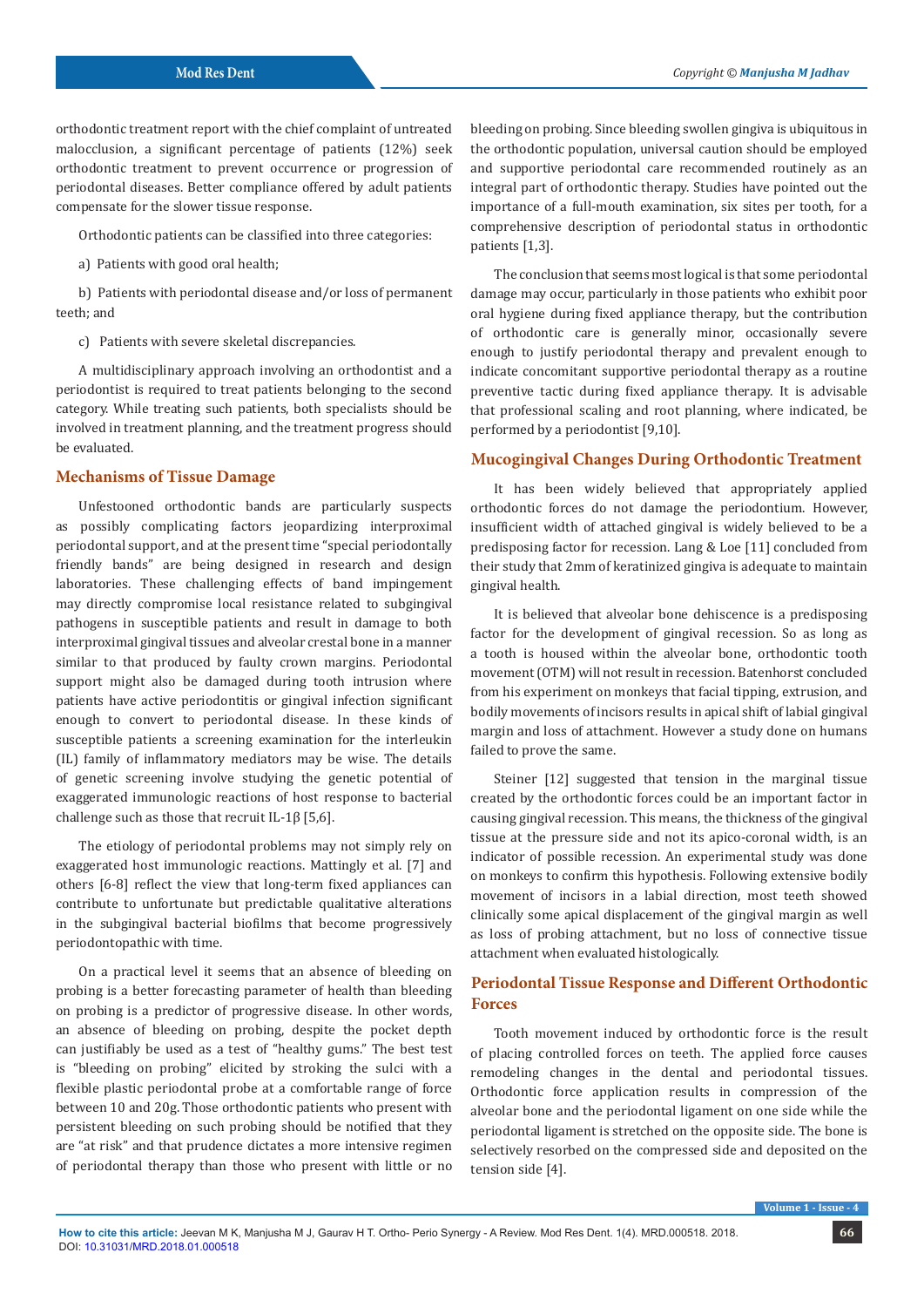orthodontic treatment report with the chief complaint of untreated malocclusion, a significant percentage of patients (12%) seek orthodontic treatment to prevent occurrence or progression of periodontal diseases. Better compliance offered by adult patients compensate for the slower tissue response.

Orthodontic patients can be classified into three categories:

a) Patients with good oral health;

b) Patients with periodontal disease and/or loss of permanent teeth; and

c) Patients with severe skeletal discrepancies.

A multidisciplinary approach involving an orthodontist and a periodontist is required to treat patients belonging to the second category. While treating such patients, both specialists should be involved in treatment planning, and the treatment progress should be evaluated.

## Mechanisms of Tissue Damage

Unfestooned orthodontic bands are particularly suspects as possibly complicating factors jeopardizing interproximal periodontal support, and at the present time "special periodontally friendly bands" are being designed in research and design laboratories. These challenging effects of band impingement may directly compromise local resistance related to subgingival pathogens in susceptible patients and result in damage to both interproximal gingival tissues and alveolar crestal bone in a manner similar to that produced by faulty crown margins. Periodontal support might also be damaged during tooth intrusion where patients have active periodontitis or gingival infection significant enough to convert to periodontal disease. In these kinds of susceptible patients a screening examination for the interleukin (IL) family of inflammatory mediators may be wise. The details of genetic screening involve studying the genetic potential of exaggerated immunologic reactions of host response to bacterial challenge such as those that recruit IL-1β [5,6].

The etiology of periodontal problems may not simply rely on exaggerated host immunologic reactions. Mattingly et al. [7] and others [6-8] reflect the view that long-term fixed appliances can contribute to unfortunate but predictable qualitative alterations in the subgingival bacterial biofilms that become progressively periodontopathic with time.

On a practical level it seems that an absence of bleeding on probing is a better forecasting parameter of health than bleeding on probing is a predictor of progressive disease. In other words, an absence of bleeding on probing, despite the pocket depth can justifiably be used as a test of "healthy gums." The best test is "bleeding on probing" elicited by stroking the sulci with a flexible plastic periodontal probe at a comfortable range of force between 10 and 20g. Those orthodontic patients who present with persistent bleeding on such probing should be notified that they are "at risk" and that prudence dictates a more intensive regimen of periodontal therapy than those who present with little or no bleeding on probing. Since bleeding swollen gingiva is ubiquitous in the orthodontic population, universal caution should be employed and supportive periodontal care recommended routinely as an integral part of orthodontic therapy. Studies have pointed out the importance of a full-mouth examination, six sites per tooth, for a comprehensive description of periodontal status in orthodontic patients [1,3].

The conclusion that seems most logical is that some periodontal damage may occur, particularly in those patients who exhibit poor oral hygiene during fixed appliance therapy, but the contribution of orthodontic care is generally minor, occasionally severe enough to justify periodontal therapy and prevalent enough to indicate concomitant supportive periodontal therapy as a routine preventive tactic during fixed appliance therapy. It is advisable that professional scaling and root planning, where indicated, be performed by a periodontist [9,10].

## Mucogingival Changes During Orthodontic Treatment

It has been widely believed that appropriately applied orthodontic forces do not damage the periodontium. However, insufficient width of attached gingival is widely believed to be a predisposing factor for recession. Lang & Loe [11] concluded from their study that 2mm of keratinized gingiva is adequate to maintain gingival health.

It is believed that alveolar bone dehiscence is a predisposing factor for the development of gingival recession. So as long as a tooth is housed within the alveolar bone, orthodontic tooth movement (OTM) will not result in recession. Batenhorst concluded from his experiment on monkeys that facial tipping, extrusion, and bodily movements of incisors results in apical shift of labial gingival margin and loss of attachment. However a study done on humans failed to prove the same.

Steiner [12] suggested that tension in the marginal tissue created by the orthodontic forces could be an important factor in causing gingival recession. This means, the thickness of the gingival tissue at the pressure side and not its apico-coronal width, is an indicator of possible recession. An experimental study was done on monkeys to confirm this hypothesis. Following extensive bodily movement of incisors in a labial direction, most teeth showed clinically some apical displacement of the gingival margin as well as loss of probing attachment, but no loss of connective tissue attachment when evaluated histologically.

## Periodontal Tissue Response and Different Orthodontic Forces

Tooth movement induced by orthodontic force is the result of placing controlled forces on teeth. The applied force causes remodeling changes in the dental and periodontal tissues. Orthodontic force application results in compression of the alveolar bone and the periodontal ligament on one side while the periodontal ligament is stretched on the opposite side. The bone is selectively resorbed on the compressed side and deposited on the tension side [4].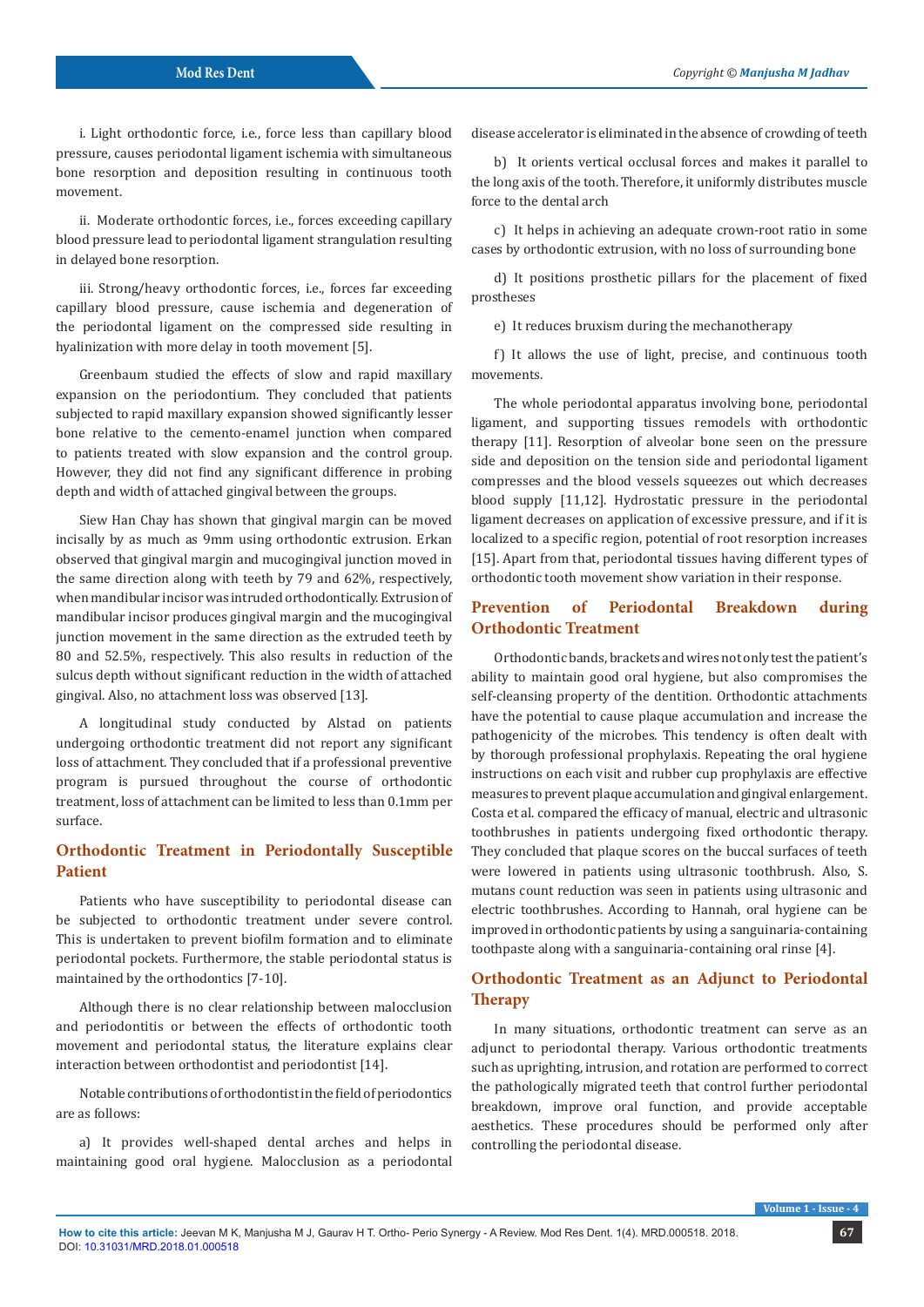i. Light orthodontic force, i.e., force less than capillary blood pressure, causes periodontal ligament ischemia with simultaneous bone resorption and deposition resulting in continuous tooth movement.

ii. Moderate orthodontic forces, i.e., forces exceeding capillary blood pressure lead to periodontal ligament strangulation resulting in delayed bone resorption.

iii. Strong/heavy orthodontic forces, i.e., forces far exceeding capillary blood pressure, cause ischemia and degeneration of the periodontal ligament on the compressed side resulting in hyalinization with more delay in tooth movement [5].

Greenbaum studied the effects of slow and rapid maxillary expansion on the periodontium. They concluded that patients subjected to rapid maxillary expansion showed significantly lesser bone relative to the cemento-enamel junction when compared to patients treated with slow expansion and the control group. However, they did not find any significant difference in probing depth and width of attached gingival between the groups.

Siew Han Chay has shown that gingival margin can be moved incisally by as much as 9mm using orthodontic extrusion. Erkan observed that gingival margin and mucogingival junction moved in the same direction along with teeth by 79 and 62%, respectively, when mandibular incisor was intruded orthodontically. Extrusion of mandibular incisor produces gingival margin and the mucogingival junction movement in the same direction as the extruded teeth by 80 and 52.5%, respectively. This also results in reduction of the sulcus depth without significant reduction in the width of attached gingival. Also, no attachment loss was observed [13].

A longitudinal study conducted by Alstad on patients undergoing orthodontic treatment did not report any significant loss of attachment. They concluded that if a professional preventive program is pursued throughout the course of orthodontic treatment, loss of attachment can be limited to less than 0.1mm per surface.

## Orthodontic Treatment in Periodontally Susceptible Patient

Patients who have susceptibility to periodontal disease can be subjected to orthodontic treatment under severe control. This is undertaken to prevent biofilm formation and to eliminate periodontal pockets. Furthermore, the stable periodontal status is maintained by the orthodontics [7-10].

Although there is no clear relationship between malocclusion and periodontitis or between the effects of orthodontic tooth movement and periodontal status, the literature explains clear interaction between orthodontist and periodontist [14].

Notable contributions of orthodontist in the field of periodontics are as follows:

a) It provides well-shaped dental arches and helps in maintaining good oral hygiene. Malocclusion as a periodontal disease accelerator is eliminated in the absence of crowding of teeth

b) It orients vertical occlusal forces and makes it parallel to the long axis of the tooth. Therefore, it uniformly distributes muscle force to the dental arch

c) It helps in achieving an adequate crown-root ratio in some cases by orthodontic extrusion, with no loss of surrounding bone

d) It positions prosthetic pillars for the placement of fixed prostheses

e) It reduces bruxism during the mechanotherapy

f) It allows the use of light, precise, and continuous tooth movements.

The whole periodontal apparatus involving bone, periodontal ligament, and supporting tissues remodels with orthodontic therapy [11]. Resorption of alveolar bone seen on the pressure side and deposition on the tension side and periodontal ligament compresses and the blood vessels squeezes out which decreases blood supply [11,12]. Hydrostatic pressure in the periodontal ligament decreases on application of excessive pressure, and if it is localized to a specific region, potential of root resorption increases [15]. Apart from that, periodontal tissues having different types of orthodontic tooth movement show variation in their response.

## Prevention of Periodontal Breakdown during Orthodontic Treatment

Orthodontic bands, brackets and wires not only test the patient's ability to maintain good oral hygiene, but also compromises the self-cleansing property of the dentition. Orthodontic attachments have the potential to cause plaque accumulation and increase the pathogenicity of the microbes. This tendency is often dealt with by thorough professional prophylaxis. Repeating the oral hygiene instructions on each visit and rubber cup prophylaxis are effective measures to prevent plaque accumulation and gingival enlargement. Costa et al. compared the efficacy of manual, electric and ultrasonic toothbrushes in patients undergoing fixed orthodontic therapy. They concluded that plaque scores on the buccal surfaces of teeth were lowered in patients using ultrasonic toothbrush. Also, S. mutans count reduction was seen in patients using ultrasonic and electric toothbrushes. According to Hannah, oral hygiene can be improved in orthodontic patients by using a sanguinaria-containing toothpaste along with a sanguinaria-containing oral rinse [4].

## Orthodontic Treatment as an Adjunct to Periodontal Therapy

In many situations, orthodontic treatment can serve as an adjunct to periodontal therapy. Various orthodontic treatments such as uprighting, intrusion, and rotation are performed to correct the pathologically migrated teeth that control further periodontal breakdown, improve oral function, and provide acceptable aesthetics. These procedures should be performed only after controlling the periodontal disease.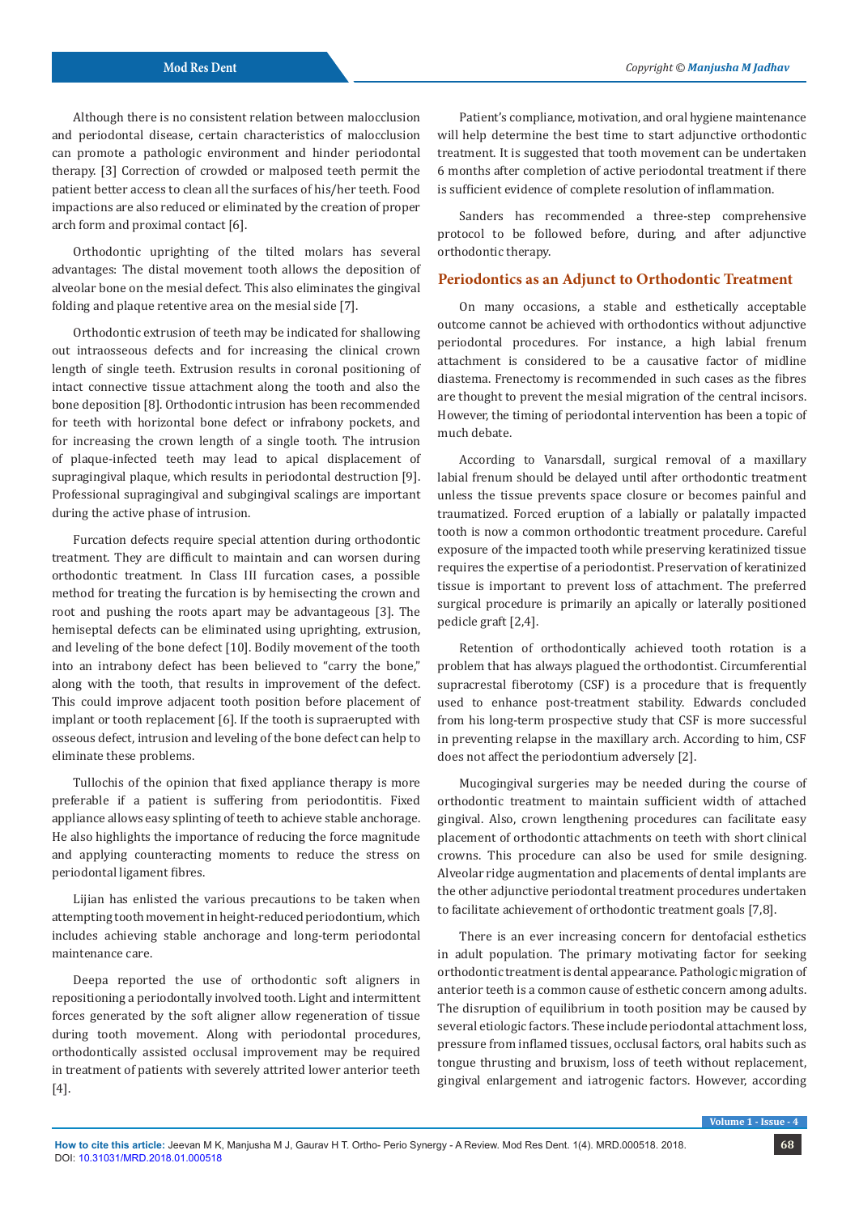Although there is no consistent relation between malocclusion and periodontal disease, certain characteristics of malocclusion can promote a pathologic environment and hinder periodontal therapy. [3] Correction of crowded or malposed teeth permit the patient better access to clean all the surfaces of his/her teeth. Food impactions are also reduced or eliminated by the creation of proper arch form and proximal contact [6].

Orthodontic uprighting of the tilted molars has several advantages: The distal movement tooth allows the deposition of alveolar bone on the mesial defect. This also eliminates the gingival folding and plaque retentive area on the mesial side [7].

Orthodontic extrusion of teeth may be indicated for shallowing out intraosseous defects and for increasing the clinical crown length of single teeth. Extrusion results in coronal positioning of intact connective tissue attachment along the tooth and also the bone deposition [8]. Orthodontic intrusion has been recommended for teeth with horizontal bone defect or infrabony pockets, and for increasing the crown length of a single tooth. The intrusion of plaque-infected teeth may lead to apical displacement of supragingival plaque, which results in periodontal destruction [9]. Professional supragingival and subgingival scalings are important during the active phase of intrusion.

Furcation defects require special attention during orthodontic treatment. They are difficult to maintain and can worsen during orthodontic treatment. In Class III furcation cases, a possible method for treating the furcation is by hemisecting the crown and root and pushing the roots apart may be advantageous [3]. The hemiseptal defects can be eliminated using uprighting, extrusion, and leveling of the bone defect [10]. Bodily movement of the tooth into an intrabony defect has been believed to "carry the bone," along with the tooth, that results in improvement of the defect. This could improve adjacent tooth position before placement of implant or tooth replacement [6]. If the tooth is supraerupted with osseous defect, intrusion and leveling of the bone defect can help to eliminate these problems.

Tullochis of the opinion that fixed appliance therapy is more preferable if a patient is suffering from periodontitis. Fixed appliance allows easy splinting of teeth to achieve stable anchorage. He also highlights the importance of reducing the force magnitude and applying counteracting moments to reduce the stress on periodontal ligament fibres.

Lijian has enlisted the various precautions to be taken when attempting tooth movement in height-reduced periodontium, which includes achieving stable anchorage and long-term periodontal maintenance care.

Deepa reported the use of orthodontic soft aligners in repositioning a periodontally involved tooth. Light and intermittent forces generated by the soft aligner allow regeneration of tissue during tooth movement. Along with periodontal procedures, orthodontically assisted occlusal improvement may be required in treatment of patients with severely attrited lower anterior teeth [4].

Patient's compliance, motivation, and oral hygiene maintenance will help determine the best time to start adjunctive orthodontic treatment. It is suggested that tooth movement can be undertaken 6 months after completion of active periodontal treatment if there is sufficient evidence of complete resolution of inflammation.

Sanders has recommended a three-step comprehensive protocol to be followed before, during, and after adjunctive orthodontic therapy.

## Periodontics as an Adjunct to Orthodontic Treatment

On many occasions, a stable and esthetically acceptable outcome cannot be achieved with orthodontics without adjunctive periodontal procedures. For instance, a high labial frenum attachment is considered to be a causative factor of midline diastema. Frenectomy is recommended in such cases as the fibres are thought to prevent the mesial migration of the central incisors. However, the timing of periodontal intervention has been a topic of much debate.

According to Vanarsdall, surgical removal of a maxillary labial frenum should be delayed until after orthodontic treatment unless the tissue prevents space closure or becomes painful and traumatized. Forced eruption of a labially or palatally impacted tooth is now a common orthodontic treatment procedure. Careful exposure of the impacted tooth while preserving keratinized tissue requires the expertise of a periodontist. Preservation of keratinized tissue is important to prevent loss of attachment. The preferred surgical procedure is primarily an apically or laterally positioned pedicle graft [2,4].

Retention of orthodontically achieved tooth rotation is a problem that has always plagued the orthodontist. Circumferential supracrestal fiberotomy (CSF) is a procedure that is frequently used to enhance post-treatment stability. Edwards concluded from his long-term prospective study that CSF is more successful in preventing relapse in the maxillary arch. According to him, CSF does not affect the periodontium adversely [2].

Mucogingival surgeries may be needed during the course of orthodontic treatment to maintain sufficient width of attached gingival. Also, crown lengthening procedures can facilitate easy placement of orthodontic attachments on teeth with short clinical crowns. This procedure can also be used for smile designing. Alveolar ridge augmentation and placements of dental implants are the other adjunctive periodontal treatment procedures undertaken to facilitate achievement of orthodontic treatment goals [7,8].

There is an ever increasing concern for dentofacial esthetics in adult population. The primary motivating factor for seeking orthodontic treatment is dental appearance. Pathologic migration of anterior teeth is a common cause of esthetic concern among adults. The disruption of equilibrium in tooth position may be caused by several etiologic factors. These include periodontal attachment loss, pressure from inflamed tissues, occlusal factors, oral habits such as tongue thrusting and bruxism, loss of teeth without replacement, gingival enlargement and iatrogenic factors. However, according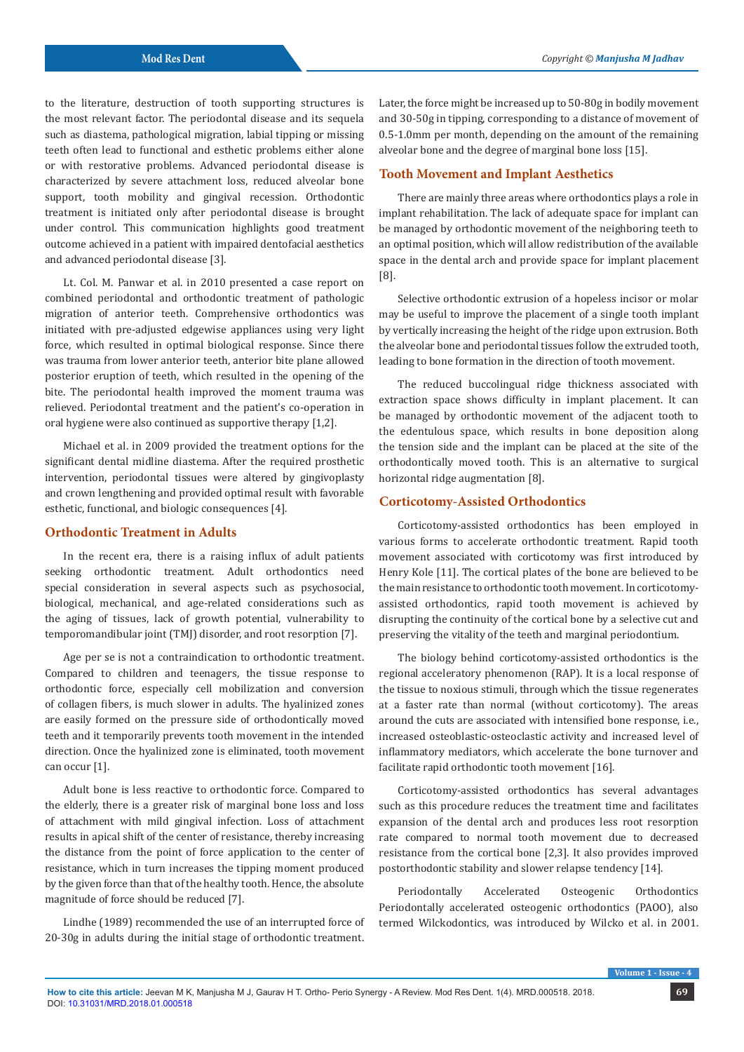to the literature, destruction of tooth supporting structures is the most relevant factor. The periodontal disease and its sequela such as diastema, pathological migration, labial tipping or missing teeth often lead to functional and esthetic problems either alone or with restorative problems. Advanced periodontal disease is characterized by severe attachment loss, reduced alveolar bone support, tooth mobility and gingival recession. Orthodontic treatment is initiated only after periodontal disease is brought under control. This communication highlights good treatment outcome achieved in a patient with impaired dentofacial aesthetics and advanced periodontal disease [3].

Lt. Col. M. Panwar et al. in 2010 presented a case report on combined periodontal and orthodontic treatment of pathologic migration of anterior teeth. Comprehensive orthodontics was initiated with pre-adjusted edgewise appliances using very light force, which resulted in optimal biological response. Since there was trauma from lower anterior teeth, anterior bite plane allowed posterior eruption of teeth, which resulted in the opening of the bite. The periodontal health improved the moment trauma was relieved. Periodontal treatment and the patient's co-operation in oral hygiene were also continued as supportive therapy [1,2].

Michael et al. in 2009 provided the treatment options for the significant dental midline diastema. After the required prosthetic intervention, periodontal tissues were altered by gingivoplasty and crown lengthening and provided optimal result with favorable esthetic, functional, and biologic consequences [4].

## Orthodontic Treatment in Adults

In the recent era, there is a raising influx of adult patients seeking orthodontic treatment. Adult orthodontics need special consideration in several aspects such as psychosocial, biological, mechanical, and age-related considerations such as the aging of tissues, lack of growth potential, vulnerability to temporomandibular joint (TMJ) disorder, and root resorption [7].

Age per se is not a contraindication to orthodontic treatment. Compared to children and teenagers, the tissue response to orthodontic force, especially cell mobilization and conversion of collagen fibers, is much slower in adults. The hyalinized zones are easily formed on the pressure side of orthodontically moved teeth and it temporarily prevents tooth movement in the intended direction. Once the hyalinized zone is eliminated, tooth movement can occur [1].

Adult bone is less reactive to orthodontic force. Compared to the elderly, there is a greater risk of marginal bone loss and loss of attachment with mild gingival infection. Loss of attachment results in apical shift of the center of resistance, thereby increasing the distance from the point of force application to the center of resistance, which in turn increases the tipping moment produced by the given force than that of the healthy tooth. Hence, the absolute magnitude of force should be reduced [7].

Lindhe (1989) recommended the use of an interrupted force of 20-30g in adults during the initial stage of orthodontic treatment. Later, the force might be increased up to 50-80g in bodily movement and 30-50g in tipping, corresponding to a distance of movement of 0.5-1.0mm per month, depending on the amount of the remaining alveolar bone and the degree of marginal bone loss [15].

## Tooth Movement and Implant Aesthetics

There are mainly three areas where orthodontics plays a role in implant rehabilitation. The lack of adequate space for implant can be managed by orthodontic movement of the neighboring teeth to an optimal position, which will allow redistribution of the available space in the dental arch and provide space for implant placement [8].

Selective orthodontic extrusion of a hopeless incisor or molar may be useful to improve the placement of a single tooth implant by vertically increasing the height of the ridge upon extrusion. Both the alveolar bone and periodontal tissues follow the extruded tooth, leading to bone formation in the direction of tooth movement.

The reduced buccolingual ridge thickness associated with extraction space shows difficulty in implant placement. It can be managed by orthodontic movement of the adjacent tooth to the edentulous space, which results in bone deposition along the tension side and the implant can be placed at the site of the orthodontically moved tooth. This is an alternative to surgical horizontal ridge augmentation [8].

## Corticotomy-Assisted Orthodontics

Corticotomy-assisted orthodontics has been employed in various forms to accelerate orthodontic treatment. Rapid tooth movement associated with corticotomy was first introduced by Henry Kole [11]. The cortical plates of the bone are believed to be the main resistance to orthodontic tooth movement. In corticotomy-assisted orthodontics, rapid tooth movement is achieved by disrupting the continuity of the cortical bone by a selective cut and preserving the vitality of the teeth and marginal periodontium.

The biology behind corticotomy-assisted orthodontics is the regional acceleratory phenomenon (RAP). It is a local response of the tissue to noxious stimuli, through which the tissue regenerates at a faster rate than normal (without corticotomy). The areas around the cuts are associated with intensified bone response, i.e., increased osteoblastic-osteoclastic activity and increased level of inflammatory mediators, which accelerate the bone turnover and facilitate rapid orthodontic tooth movement [16].

Corticotomy-assisted orthodontics has several advantages such as this procedure reduces the treatment time and facilitates expansion of the dental arch and produces less root resorption rate compared to normal tooth movement due to decreased resistance from the cortical bone [2,3]. It also provides improved postorthodontic stability and slower relapse tendency [14].

Periodontally Accelerated Osteogenic Orthodontics Periodontally accelerated osteogenic orthodontics (PAOO), also termed Wilckodontics, was introduced by Wilcko et al. in 2001.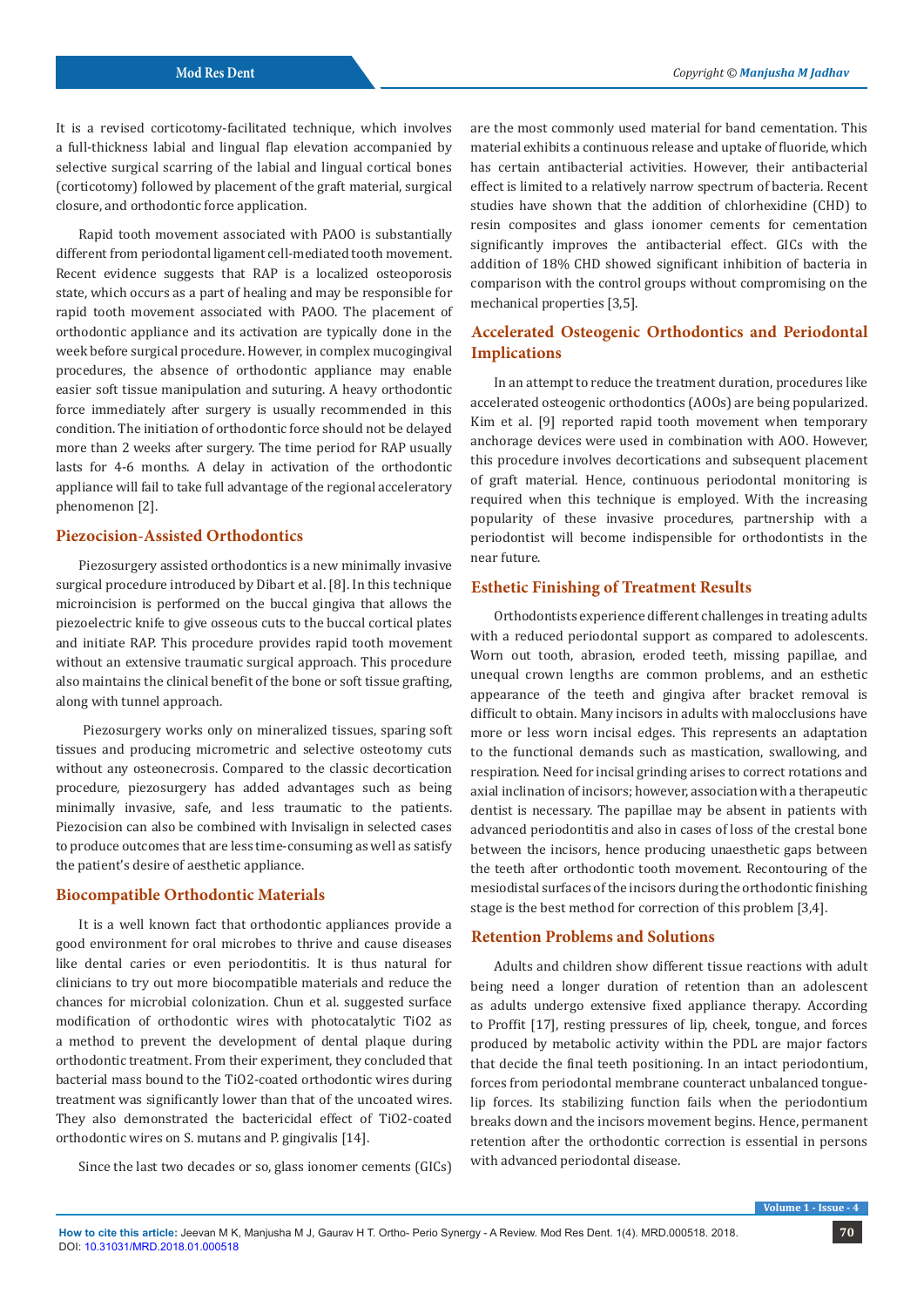It is a revised corticotomy-facilitated technique, which involves a full-thickness labial and lingual flap elevation accompanied by selective surgical scarring of the labial and lingual cortical bones (corticotomy) followed by placement of the graft material, surgical closure, and orthodontic force application.

Rapid tooth movement associated with PAOO is substantially different from periodontal ligament cell-mediated tooth movement. Recent evidence suggests that RAP is a localized osteoporosis state, which occurs as a part of healing and may be responsible for rapid tooth movement associated with PAOO. The placement of orthodontic appliance and its activation are typically done in the week before surgical procedure. However, in complex mucogingival procedures, the absence of orthodontic appliance may enable easier soft tissue manipulation and suturing. A heavy orthodontic force immediately after surgery is usually recommended in this condition. The initiation of orthodontic force should not be delayed more than 2 weeks after surgery. The time period for RAP usually lasts for 4-6 months. A delay in activation of the orthodontic appliance will fail to take full advantage of the regional acceleratory phenomenon [2].

## Piezocision-Assisted Orthodontics

Piezosurgery assisted orthodontics is a new minimally invasive surgical procedure introduced by Dibart et al. [8]. In this technique microincision is performed on the buccal gingiva that allows the piezoelectric knife to give osseous cuts to the buccal cortical plates and initiate RAP. This procedure provides rapid tooth movement without an extensive traumatic surgical approach. This procedure also maintains the clinical benefit of the bone or soft tissue grafting, along with tunnel approach.

Piezosurgery works only on mineralized tissues, sparing soft tissues and producing micrometric and selective osteotomy cuts without any osteonecrosis. Compared to the classic decortication procedure, piezosurgery has added advantages such as being minimally invasive, safe, and less traumatic to the patients. Piezocision can also be combined with Invisalign in selected cases to produce outcomes that are less time-consuming as well as satisfy the patient's desire of aesthetic appliance.

## Biocompatible Orthodontic Materials

It is a well known fact that orthodontic appliances provide a good environment for oral microbes to thrive and cause diseases like dental caries or even periodontitis. It is thus natural for clinicians to try out more biocompatible materials and reduce the chances for microbial colonization. Chun et al. suggested surface modification of orthodontic wires with photocatalytic $TiO_2$ as a method to prevent the development of dental plaque during orthodontic treatment. From their experiment, they concluded that bacterial mass bound to the $TiO_2$-coated orthodontic wires during treatment was significantly lower than that of the uncoated wires. They also demonstrated the bactericidal effect of $TiO_2$-coated orthodontic wires on S. mutans and P. gingivalis [14].

Since the last two decades or so, glass ionomer cements (GICs) are the most commonly used material for band cementation. This material exhibits a continuous release and uptake of fluoride, which has certain antibacterial activities. However, their antibacterial effect is limited to a relatively narrow spectrum of bacteria. Recent studies have shown that the addition of chlorhexidine (CHD) to resin composites and glass ionomer cements for cementation significantly improves the antibacterial effect. GICs with the addition of 18% CHD showed significant inhibition of bacteria in comparison with the control groups without compromising on the mechanical properties [3,5].

## Accelerated Osteogenic Orthodontics and Periodontal Implications

In an attempt to reduce the treatment duration, procedures like accelerated osteogenic orthodontics (AOOs) are being popularized. Kim et al. [9] reported rapid tooth movement when temporary anchorage devices were used in combination with AOO. However, this procedure involves decortications and subsequent placement of graft material. Hence, continuous periodontal monitoring is required when this technique is employed. With the increasing popularity of these invasive procedures, partnership with a periodontist will become indispensible for orthodontists in the near future.

## Esthetic Finishing of Treatment Results

Orthodontists experience different challenges in treating adults with a reduced periodontal support as compared to adolescents. Worn out tooth, abrasion, eroded teeth, missing papillae, and unequal crown lengths are common problems, and an esthetic appearance of the teeth and gingiva after bracket removal is difficult to obtain. Many incisors in adults with malocclusions have more or less worn incisal edges. This represents an adaptation to the functional demands such as mastication, swallowing, and respiration. Need for incisal grinding arises to correct rotations and axial inclination of incisors; however, association with a therapeutic dentist is necessary. The papillae may be absent in patients with advanced periodontitis and also in cases of loss of the crestal bone between the incisors, hence producing unaesthetic gaps between the teeth after orthodontic tooth movement. Recontouring of the mesiodistal surfaces of the incisors during the orthodontic finishing stage is the best method for correction of this problem [3,4].

## Retention Problems and Solutions

Adults and children show different tissue reactions with adult being need a longer duration of retention than an adolescent as adults undergo extensive fixed appliance therapy. According to Proffit [17], resting pressures of lip, cheek, tongue, and forces produced by metabolic activity within the PDL are major factors that decide the final teeth positioning. In an intact periodontium, forces from periodontal membrane counteract unbalanced tongue-lip forces. Its stabilizing function fails when the periodontium breaks down and the incisors movement begins. Hence, permanent retention after the orthodontic correction is essential in persons with advanced periodontal disease.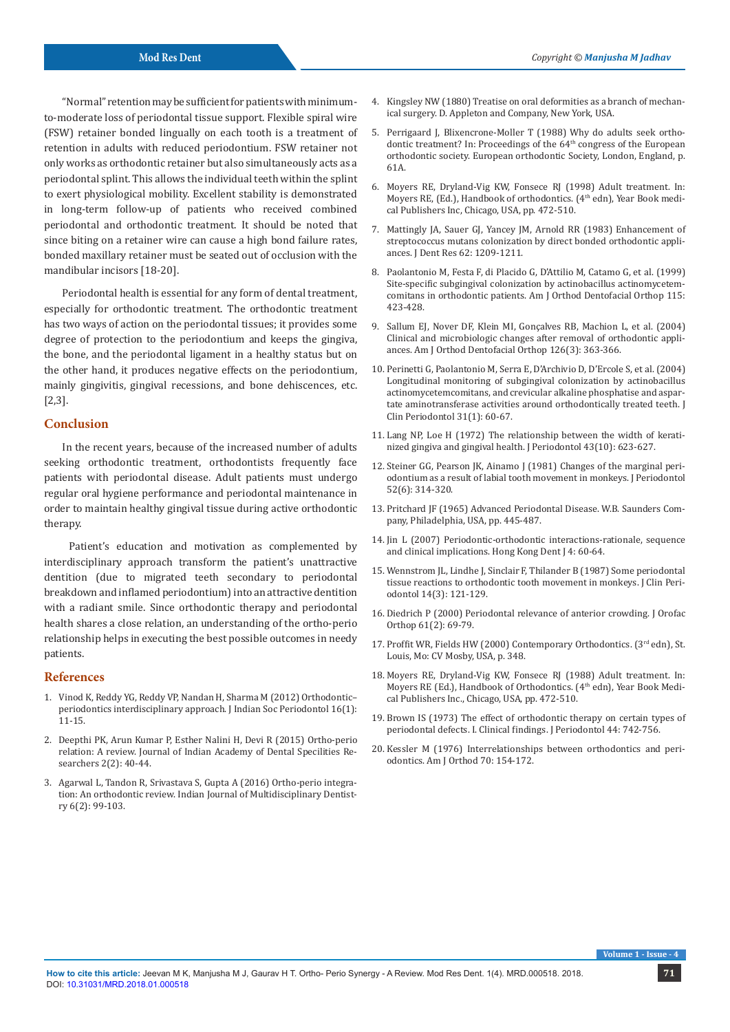"Normal" retention may be sufficient for patients with minimum-to-moderate loss of periodontal tissue support. Flexible spiral wire (FSW) retainer bonded lingually on each tooth is a treatment of retention in adults with reduced periodontium. FSW retainer not only works as orthodontic retainer but also simultaneously acts as a periodontal splint. This allows the individual teeth within the splint to exert physiological mobility. Excellent stability is demonstrated in long-term follow-up of patients who received combined periodontal and orthodontic treatment. It should be noted that since biting on a retainer wire can cause a high bond failure rates, bonded maxillary retainer must be seated out of occlusion with the mandibular incisors [18-20].

Periodontal health is essential for any form of dental treatment, especially for orthodontic treatment. The orthodontic treatment has two ways of action on the periodontal tissues; it provides some degree of protection to the periodontium and keeps the gingiva, the bone, and the periodontal ligament in a healthy status but on the other hand, it produces negative effects on the periodontium, mainly gingivitis, gingival recessions, and bone dehiscences, etc. [2,3].

## Conclusion

In the recent years, because of the increased number of adults seeking orthodontic treatment, orthodontists frequently face patients with periodontal disease. Adult patients must undergo regular oral hygiene performance and periodontal maintenance in order to maintain healthy gingival tissue during active orthodontic therapy.

Patient's education and motivation as complemented by interdisciplinary approach transform the patient's unattractive dentition (due to migrated teeth secondary to periodontal breakdown and inflamed periodontium) into an attractive dentition with a radiant smile. Since orthodontic therapy and periodontal health shares a close relation, an understanding of the ortho-perio relationship helps in executing the best possible outcomes in needy patients.

## References

1. Vinod K, Reddy YG, Reddy VP, Nandan H, Sharma M (2012) Orthodontic–periodontics interdisciplinary approach. J Indian Soc Periodontol 16(1): 11-15.
2. Deepthi PK, Arun Kumar P, Esther Nalini H, Devi R (2015) Ortho-perio relation: A review. Journal of Indian Academy of Dental Specilities Researchers 2(2): 40-44.
3. Agarwal L, Tandon R, Srivastava S, Gupta A (2016) Ortho-perio integration: An orthodontic review. Indian Journal of Multidisciplinary Dentistry 6(2): 99-103.
4. Kingsley NW (1880) Treatise on oral deformities as a branch of mechanical surgery. D. Appleton and Company, New York, USA.
5. Perrigaard J, Blixencrone-Moller T (1988) Why do adults seek orthodontic treatment? In: Proceedings of the 64th congress of the European orthodontic society. European orthodontic Society, London, England, p. 61A.
6. Moyers RE, Dryland-Vig KW, Fonsece RJ (1998) Adult treatment. In: Moyers RE, (Ed.), Handbook of orthodontics. (4th edn), Year Book medical Publishers Inc, Chicago, USA, pp. 472-510.
7. Mattingly JA, Sauer GJ, Yancey JM, Arnold RR (1983) Enhancement of streptococcus mutans colonization by direct bonded orthodontic appliances. J Dent Res 62: 1209-1211.
8. Paolantonio M, Festa F, di Placido G, D'Attilio M, Catamo G, et al. (1999) Site-specific subgingival colonization by actinobacillus actinomycetemcomitans in orthodontic patients. Am J Orthod Dentofacial Orthop 115: 423-428.
9. Sallum EJ, Nover DF, Klein MI, Gonçalves RB, Machion L, et al. (2004) Clinical and microbiologic changes after removal of orthodontic appliances. Am J Orthod Dentofacial Orthop 126(3): 363-366.
10. Perinetti G, Paolantonio M, Serra E, D'Archivio D, D'Ercole S, et al. (2004) Longitudinal monitoring of subgingival colonization by actinobacillus actinomycetemcomitans, and crevicular alkaline phosphatise and aspartate aminotransferase activities around orthodontically treated teeth. J Clin Periodontol 31(1): 60-67.
11. Lang NP, Loe H (1972) The relationship between the width of keratinized gingiva and gingival health. J Periodontol 43(10): 623-627.
12. Steiner GG, Pearson JK, Ainamo J (1981) Changes of the marginal periodontium as a result of labial tooth movement in monkeys. J Periodontol 52(6): 314-320.
13. Pritchard JF (1965) Advanced Periodontal Disease. W.B. Saunders Company, Philadelphia, USA, pp. 445-487.
14. Jin L (2007) Periodontic-orthodontic interactions-rationale, sequence and clinical implications. Hong Kong Dent J 4: 60-64.
15. Wennstrom JL, Lindhe J, Sinclair F, Thilander B (1987) Some periodontal tissue reactions to orthodontic tooth movement in monkeys. J Clin Periodontol 14(3): 121-129.
16. Diedrich P (2000) Periodontal relevance of anterior crowding. J Orofac Orthop 61(2): 69-79.
17. Proffit WR, Fields HW (2000) Contemporary Orthodontics. (3rd edn), St. Louis, Mo: CV Mosby, USA, p. 348.
18. Moyers RE, Dryland-Vig KW, Fonsece RJ (1988) Adult treatment. In: Moyers RE (Ed.), Handbook of Orthodontics. (4th edn), Year Book Medical Publishers Inc., Chicago, USA, pp. 472-510.
19. Brown IS (1973) The effect of orthodontic therapy on certain types of periodontal defects. I. Clinical findings. J Periodontol 44: 742-756.
20. Kessler M (1976) Interrelationships between orthodontics and periodontics. Am J Orthod 70: 154-172.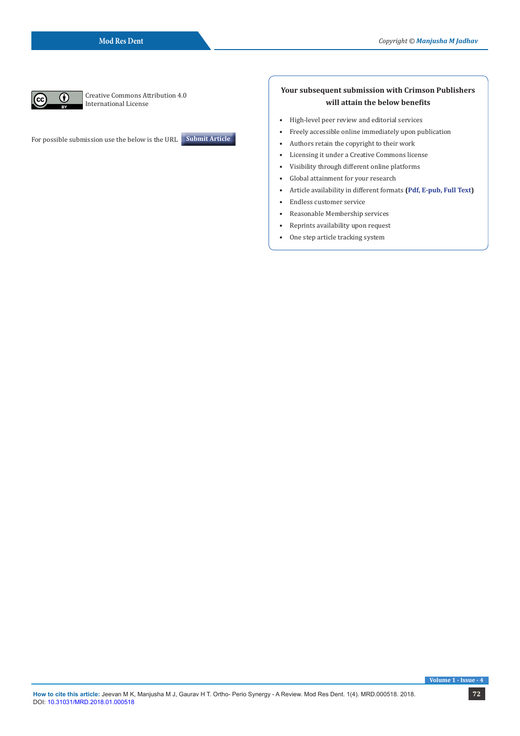Creative Commons Attribution 4.0 International License

For possible submission use the below is the URL **Submit Article**

**Your subsequent submission with Crimson Publishers will attain the below benefits**

- High-level peer review and editorial services
- Freely accessible online immediately upon publication
- Authors retain the copyright to their work
- Licensing it under a Creative Commons license
- Visibility through different online platforms
- Global attainment for your research
- Article availability in different formats **(Pdf, E-pub, Full Text)**
- Endless customer service
- Reasonable Membership services
- Reprints availability upon request
- One step article tracking system

**How to cite this article:** Jeevan M K, Manjusha M J, Gaurav H T. Ortho- Perio Synergy - A Review. Mod Res Dent. 1(4). MRD.000518. 2018. DOI: 10.31031/MRD.2018.01.000518